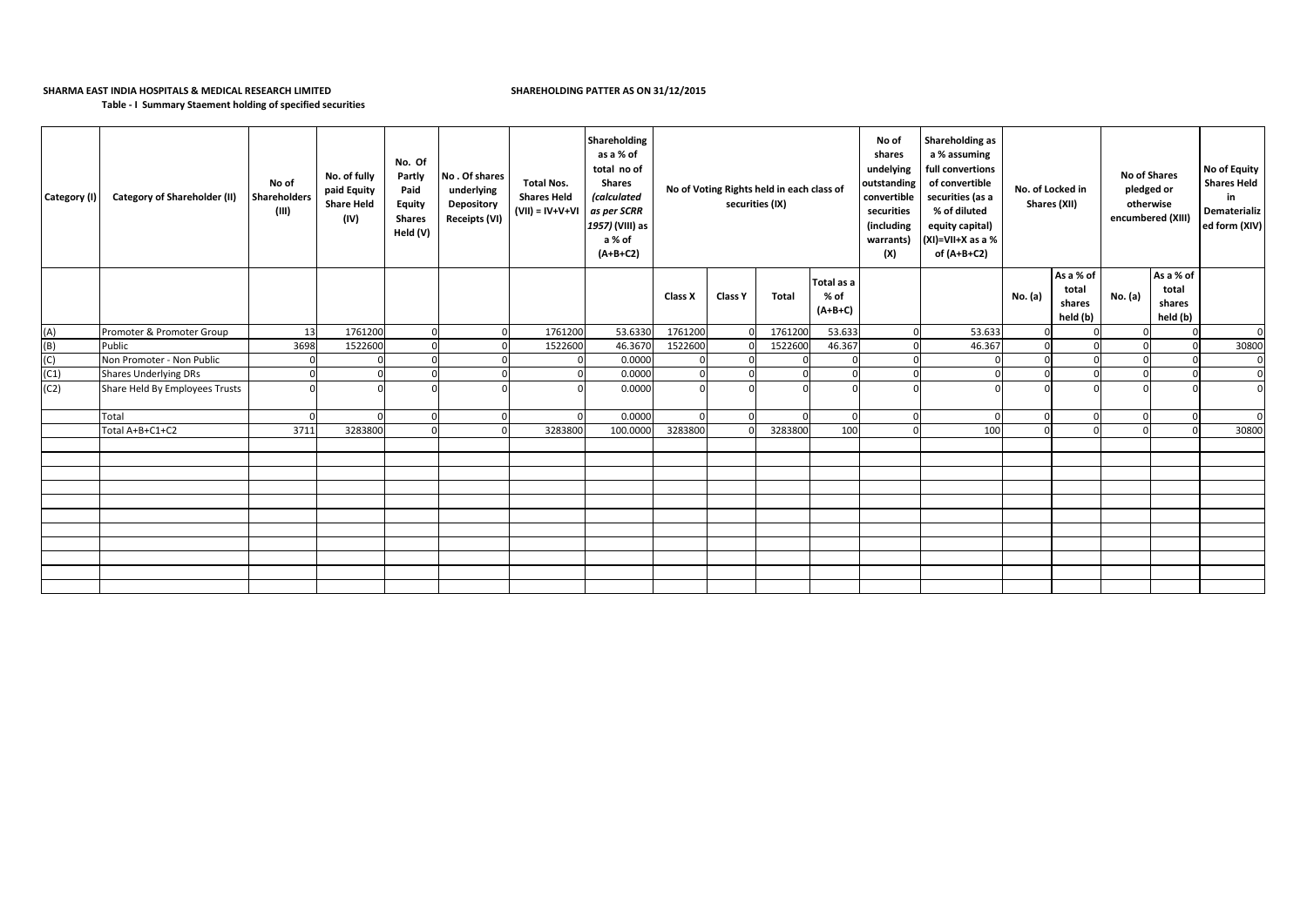**SHARMA EAST INDIA HOSPITALS & MEDICAL RESEARCH LIMITED** **SHAREHOLDING PATTER AS ON 31/12/2015**

**Table - I Summary Staement holding of specified securities**

| Category (I) | Category of Shareholder (II) | No of Shareholders (III) | No. of fully paid Equity Share Held (IV) | No. Of Partly Paid Equity Shares Held (V) | No . Of shares underlying Depository Receipts (VI) | Total Nos. Shares Held (VII) = IV+V+VI | Shareholding as a % of total no of Shares *(calculated as per SCRR 1957)* (VIII) as a % of (A+B+C2) | No of Voting Rights held in each class of securities (IX) | | | | No of shares undelying outstanding convertible securities (including warrants) (X) | Shareholding as a % assuming full convertions of convertible securities (as a % of diluted equity capital) (XI)=VII+X as a % of (A+B+C2) | No. of Locked in Shares (XII) | | No of Shares pledged or otherwise encumbered (XIII) | | No of Equity Shares Held in Dematerialized form (XIV) |
|---|---|---|---|---|---|---|---|---|---|---|---|---|---|---|---|---|---|---|
| | | | | | | | | Class X | Class Y | Total | Total as a % of (A+B+C) | | | No. (a) | As a % of total shares held (b) | No. (a) | As a % of total shares held (b) | |
| (A) | Promoter & Promoter Group | 13 | 1761200 | 0 | 0 | 1761200 | 53.6330 | 1761200 | 0 | 1761200 | 53.633 | 0 | 53.633 | 0 | 0 | 0 | 0 | 0 |
| (B) | Public | 3698 | 1522600 | 0 | 0 | 1522600 | 46.3670 | 1522600 | 0 | 1522600 | 46.367 | 0 | 46.367 | 0 | 0 | 0 | 0 | 30800 |
| (C) | Non Promoter - Non Public | 0 | 0 | 0 | 0 | 0 | 0.0000 | 0 | 0 | 0 | 0 | 0 | 0 | 0 | 0 | 0 | 0 | 0 |
| (C1) | Shares Underlying DRs | 0 | 0 | 0 | 0 | 0 | 0.0000 | 0 | 0 | 0 | 0 | 0 | 0 | 0 | 0 | 0 | 0 | 0 |
| (C2) | Share Held By Employees Trusts | 0 | 0 | 0 | 0 | 0 | 0.0000 | 0 | 0 | 0 | 0 | 0 | 0 | 0 | 0 | 0 | 0 | 0 |
| | Total | 0 | 0 | 0 | 0 | 0 | 0.0000 | 0 | 0 | 0 | 0 | 0 | 0 | 0 | 0 | 0 | 0 | 0 |
| | Total A+B+C1+C2 | 3711 | 3283800 | 0 | 0 | 3283800 | 100.0000 | 3283800 | 0 | 3283800 | 100 | 0 | 100 | 0 | 0 | 0 | 0 | 30800 |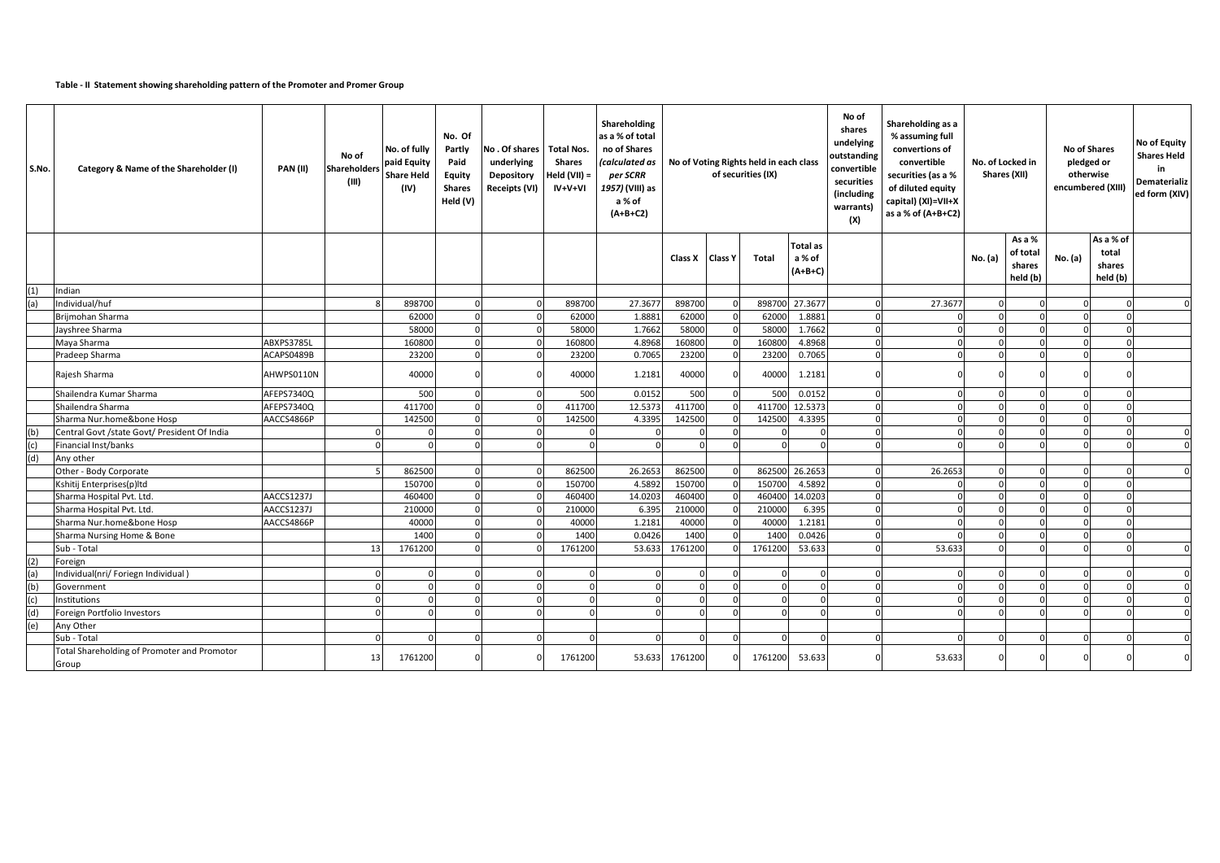**Table - II Statement showing shareholding pattern of the Promoter and Promer Group**

| S.No. | Category & Name of the Shareholder (I) | PAN (II) | No of Shareholders (III) | No. of fully paid Equity Share Held (IV) | No. Of Partly Paid Equity Shares Held (V) | No . Of shares underlying Depository Receipts (VI) | Total Nos. Shares Held (VII) = IV+V+VI | Shareholding as a % of total no of Shares (calculated as per SCRR 1957) (VIII) as a % of (A+B+C2) | No of Voting Rights held in each class of securities (IX) | | | | No of shares undelying outstanding convertible securities (including warrants) (X) | Shareholding as a % assuming full convertions of convertible securities (as a % of diluted equity capital) (XI)=VII+X as a % of (A+B+C2) | No. of Locked in Shares (XII) | | No of Shares pledged or otherwise encumbered (XIII) | | No of Equity Shares Held in Dematerialized form (XIV) |
|---|---|---|---|---|---|---|---|---|---|---|---|---|---|---|---|---|---|---|---|
| | | | | | | | | | Class X | Class Y | Total | Total as a % of (A+B+C) | | | No. (a) | As a % of total shares held (b) | No. (a) | As a % of total shares held (b) | |
| (1) | Indian | | | | | | | | | | | | | | | | | | |
| (a) | Individual/huf | | 8 | 898700 | 0 | 0 | 898700 | 27.3677 | 898700 | 0 | 898700 | 27.3677 | 0 | 27.3677 | 0 | 0 | 0 | 0 | 0 |
| | Brijmohan Sharma | | | 62000 | 0 | 0 | 62000 | 1.8881 | 62000 | 0 | 62000 | 1.8881 | 0 | 0 | 0 | 0 | 0 | 0 | |
| | Jayshree Sharma | | | 58000 | 0 | 0 | 58000 | 1.7662 | 58000 | 0 | 58000 | 1.7662 | 0 | 0 | 0 | 0 | 0 | 0 | |
| | Maya Sharma | ABXPS3785L | | 160800 | 0 | 0 | 160800 | 4.8968 | 160800 | 0 | 160800 | 4.8968 | 0 | 0 | 0 | 0 | 0 | 0 | |
| | Pradeep Sharma | ACAPS0489B | | 23200 | 0 | 0 | 23200 | 0.7065 | 23200 | 0 | 23200 | 0.7065 | 0 | 0 | 0 | 0 | 0 | 0 | |
| | Rajesh Sharma | AHWPS0110N | | 40000 | 0 | 0 | 40000 | 1.2181 | 40000 | 0 | 40000 | 1.2181 | 0 | 0 | 0 | 0 | 0 | 0 | |
| | Shailendra Kumar Sharma | AFEPS7340Q | | 500 | 0 | 0 | 500 | 0.0152 | 500 | 0 | 500 | 0.0152 | 0 | 0 | 0 | 0 | 0 | 0 | |
| | Shailendra Sharma | AFEPS7340Q | | 411700 | 0 | 0 | 411700 | 12.5373 | 411700 | 0 | 411700 | 12.5373 | 0 | 0 | 0 | 0 | 0 | 0 | |
| | Sharma Nur.home&bone Hosp | AACCS4866P | | 142500 | 0 | 0 | 142500 | 4.3395 | 142500 | 0 | 142500 | 4.3395 | 0 | 0 | 0 | 0 | 0 | 0 | |
| (b) | Central Govt /state Govt/ President Of India | | 0 | 0 | 0 | 0 | 0 | 0 | 0 | 0 | 0 | 0 | 0 | 0 | 0 | 0 | 0 | 0 | 0 |
| (c) | Financial Inst/banks | | 0 | 0 | 0 | 0 | 0 | 0 | 0 | 0 | 0 | 0 | 0 | 0 | 0 | 0 | 0 | 0 | 0 |
| (d) | Any other | | | | | | | | | | | | | | | | | | |
| | Other - Body Corporate | | 5 | 862500 | 0 | 0 | 862500 | 26.2653 | 862500 | 0 | 862500 | 26.2653 | 0 | 26.2653 | 0 | 0 | 0 | 0 | 0 |
| | Kshitij Enterprises(p)ltd | | | 150700 | 0 | 0 | 150700 | 4.5892 | 150700 | 0 | 150700 | 4.5892 | 0 | 0 | 0 | 0 | 0 | 0 | |
| | Sharma Hospital Pvt. Ltd. | AACCS1237J | | 460400 | 0 | 0 | 460400 | 14.0203 | 460400 | 0 | 460400 | 14.0203 | 0 | 0 | 0 | 0 | 0 | 0 | |
| | Sharma Hospital Pvt. Ltd. | AACCS1237J | | 210000 | 0 | 0 | 210000 | 6.395 | 210000 | 0 | 210000 | 6.395 | 0 | 0 | 0 | 0 | 0 | 0 | |
| | Sharma Nur.home&bone Hosp | AACCS4866P | | 40000 | 0 | 0 | 40000 | 1.2181 | 40000 | 0 | 40000 | 1.2181 | 0 | 0 | 0 | 0 | 0 | 0 | |
| | Sharma Nursing Home & Bone | | | 1400 | 0 | 0 | 1400 | 0.0426 | 1400 | 0 | 1400 | 0.0426 | 0 | 0 | 0 | 0 | 0 | 0 | |
| | Sub - Total | | 13 | 1761200 | 0 | 0 | 1761200 | 53.633 | 1761200 | 0 | 1761200 | 53.633 | 0 | 53.633 | 0 | 0 | 0 | 0 | 0 |
| (2) | Foreign | | | | | | | | | | | | | | | | | | |
| (a) | Individual(nri/ Foriegn Individual ) | | 0 | 0 | 0 | 0 | 0 | 0 | 0 | 0 | 0 | 0 | 0 | 0 | 0 | 0 | 0 | 0 | 0 |
| (b) | Government | | 0 | 0 | 0 | 0 | 0 | 0 | 0 | 0 | 0 | 0 | 0 | 0 | 0 | 0 | 0 | 0 | 0 |
| (c) | Institutions | | 0 | 0 | 0 | 0 | 0 | 0 | 0 | 0 | 0 | 0 | 0 | 0 | 0 | 0 | 0 | 0 | 0 |
| (d) | Foreign Portfolio Investors | | 0 | 0 | 0 | 0 | 0 | 0 | 0 | 0 | 0 | 0 | 0 | 0 | 0 | 0 | 0 | 0 | 0 |
| (e) | Any Other | | | | | | | | | | | | | | | | | | |
| | Sub - Total | | 0 | 0 | 0 | 0 | 0 | 0 | 0 | 0 | 0 | 0 | 0 | 0 | 0 | 0 | 0 | 0 | 0 |
| | Total Shareholding of Promoter and Promotor Group | | 13 | 1761200 | 0 | 0 | 1761200 | 53.633 | 1761200 | 0 | 1761200 | 53.633 | 0 | 53.633 | 0 | 0 | 0 | 0 | 0 |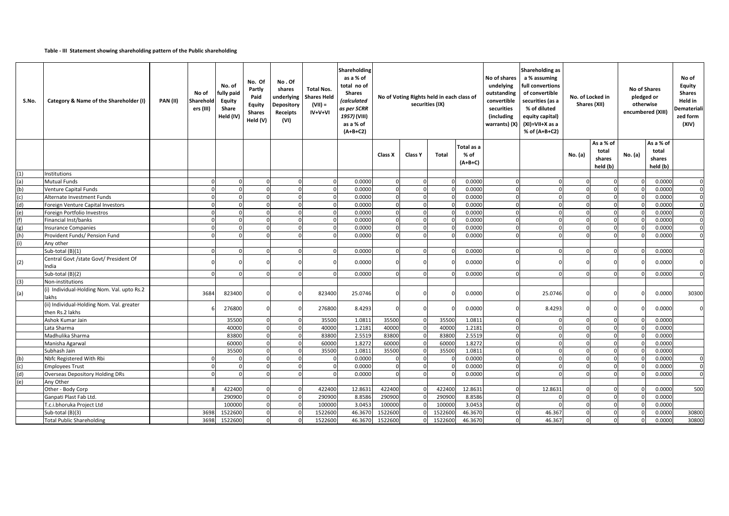**Table - III Statement showing shareholding pattern of the Public shareholding**

| S.No. | Category & Name of the Shareholder (I) | PAN (II) | No of Shareholders (III) | No. of fully paid Equity Share Held (IV) | No. Of Partly Paid Equity Shares Held (V) | No . Of shares underlying Depository Receipts (VI) | Total Nos. Shares Held (VII) = IV+V+VI | Shareholding as a % of total no of Shares *(calculated as per SCRR 1957)* (VIII) as a % of (A+B+C2) | No of Voting Rights held in each class of securities (IX) | | | | No of shares undelying outstanding convertible securities (including warrants) (X) | Shareholding as a % assuming full convertions of convertible securities (as a % of diluted equity capital) (XI)=VII+X as a % of (A+B+C2) | No. of Locked in Shares (XII) | | No of Shares pledged or otherwise encumbered (XIII) | | No of Equity Shares Held in Dematerialized form (XIV) |
|---|---|---|---|---|---|---|---|---|---|---|---|---|---|---|---|---|---|---|---|
| | | | | | | | | | Class X | Class Y | Total | Total as a % of (A+B+C) | | | No. (a) | As a % of total shares held (b) | No. (a) | As a % of total shares held (b) | |
| (1) | Institutions | | | | | | | | | | | | | | | | | | |
| (a) | Mutual Funds | | 0 | 0 | 0 | 0 | 0 | 0.0000 | 0 | 0 | 0 | 0.0000 | 0 | 0 | 0 | 0 | 0 | 0.0000 | 0 |
| (b) | Venture Capital Funds | | 0 | 0 | 0 | 0 | 0 | 0.0000 | 0 | 0 | 0 | 0.0000 | 0 | 0 | 0 | 0 | 0 | 0.0000 | 0 |
| (c) | Alternate Investment Funds | | 0 | 0 | 0 | 0 | 0 | 0.0000 | 0 | 0 | 0 | 0.0000 | 0 | 0 | 0 | 0 | 0 | 0.0000 | 0 |
| (d) | Foreign Venture Capital Investors | | 0 | 0 | 0 | 0 | 0 | 0.0000 | 0 | 0 | 0 | 0.0000 | 0 | 0 | 0 | 0 | 0 | 0.0000 | 0 |
| (e) | Foreign Portfolio Investros | | 0 | 0 | 0 | 0 | 0 | 0.0000 | 0 | 0 | 0 | 0.0000 | 0 | 0 | 0 | 0 | 0 | 0.0000 | 0 |
| (f) | Financial Inst/banks | | 0 | 0 | 0 | 0 | 0 | 0.0000 | 0 | 0 | 0 | 0.0000 | 0 | 0 | 0 | 0 | 0 | 0.0000 | 0 |
| (g) | Insurance Companies | | 0 | 0 | 0 | 0 | 0 | 0.0000 | 0 | 0 | 0 | 0.0000 | 0 | 0 | 0 | 0 | 0 | 0.0000 | 0 |
| (h) | Provident Funds/ Pension Fund | | 0 | 0 | 0 | 0 | 0 | 0.0000 | 0 | 0 | 0 | 0.0000 | 0 | 0 | 0 | 0 | 0 | 0.0000 | 0 |
| (i) | Any other | | | | | | | | | | | | | | | | | | |
| | Sub-total (B)(1) | | 0 | 0 | 0 | 0 | 0 | 0.0000 | 0 | 0 | 0 | 0.0000 | 0 | 0 | 0 | 0 | 0 | 0.0000 | 0 |
| (2) | Central Govt /state Govt/ President Of India | | 0 | 0 | 0 | 0 | 0 | 0.0000 | 0 | 0 | 0 | 0.0000 | 0 | 0 | 0 | 0 | 0 | 0.0000 | 0 |
| | Sub-total (B)(2) | | 0 | 0 | 0 | 0 | 0 | 0.0000 | 0 | 0 | 0 | 0.0000 | 0 | 0 | 0 | 0 | 0 | 0.0000 | 0 |
| (3) | Non-institutions | | | | | | | | | | | | | | | | | | |
| (a) | (i) Individual-Holding Nom. Val. upto Rs.2 lakhs | | 3684 | 823400 | 0 | 0 | 823400 | 25.0746 | 0 | 0 | 0 | 0.0000 | 0 | 25.0746 | 0 | 0 | 0 | 0.0000 | 30300 |
| | (ii) Individual-Holding Nom. Val. greater then Rs.2 lakhs | | 6 | 276800 | 0 | 0 | 276800 | 8.4293 | 0 | 0 | 0 | 0.0000 | 0 | 8.4293 | 0 | 0 | 0 | 0.0000 | 0 |
| | Ashok Kumar Jain | | | 35500 | 0 | 0 | 35500 | 1.0811 | 35500 | 0 | 35500 | 1.0811 | 0 | 0 | 0 | 0 | 0 | 0.0000 | |
| | Lata Sharma | | | 40000 | 0 | 0 | 40000 | 1.2181 | 40000 | 0 | 40000 | 1.2181 | 0 | 0 | 0 | 0 | 0 | 0.0000 | |
| | Madhulika Sharma | | | 83800 | 0 | 0 | 83800 | 2.5519 | 83800 | 0 | 83800 | 2.5519 | 0 | 0 | 0 | 0 | 0 | 0.0000 | |
| | Manisha Agarwal | | | 60000 | 0 | 0 | 60000 | 1.8272 | 60000 | 0 | 60000 | 1.8272 | 0 | 0 | 0 | 0 | 0 | 0.0000 | |
| | Subhash Jain | | | 35500 | 0 | 0 | 35500 | 1.0811 | 35500 | 0 | 35500 | 1.0811 | 0 | 0 | 0 | 0 | 0 | 0.0000 | |
| (b) | Nbfc Registered With Rbi | | 0 | 0 | 0 | 0 | 0 | 0.0000 | 0 | 0 | 0 | 0.0000 | 0 | 0 | 0 | 0 | 0 | 0.0000 | 0 |
| (c) | Employees Trust | | 0 | 0 | 0 | 0 | 0 | 0.0000 | 0 | 0 | 0 | 0.0000 | 0 | 0 | 0 | 0 | 0 | 0.0000 | 0 |
| (d) | Overseas Depository Holding DRs | | 0 | 0 | 0 | 0 | 0 | 0.0000 | 0 | 0 | 0 | 0.0000 | 0 | 0 | 0 | 0 | 0 | 0.0000 | 0 |
| (e) | Any Other | | | | | | | | | | | | | | | | | | |
| | Other - Body Corp | | 8 | 422400 | 0 | 0 | 422400 | 12.8631 | 422400 | 0 | 422400 | 12.8631 | 0 | 12.8631 | 0 | 0 | 0 | 0.0000 | 500 |
| | Ganpati Plast Fab Ltd. | | | 290900 | 0 | 0 | 290900 | 8.8586 | 290900 | 0 | 290900 | 8.8586 | 0 | 0 | 0 | 0 | 0 | 0.0000 | |
| | T.c.i.bhoruka Project Ltd | | | 100000 | 0 | 0 | 100000 | 3.0453 | 100000 | 0 | 100000 | 3.0453 | 0 | 0 | 0 | 0 | 0 | 0.0000 | |
| | Sub-total (B)(3) | | 3698 | 1522600 | 0 | 0 | 1522600 | 46.3670 | 1522600 | 0 | 1522600 | 46.3670 | 0 | 46.367 | 0 | 0 | 0 | 0.0000 | 30800 |
| | Total Public Shareholding | | 3698 | 1522600 | 0 | 0 | 1522600 | 46.3670 | 1522600 | 0 | 1522600 | 46.3670 | 0 | 46.367 | 0 | 0 | 0 | 0.0000 | 30800 |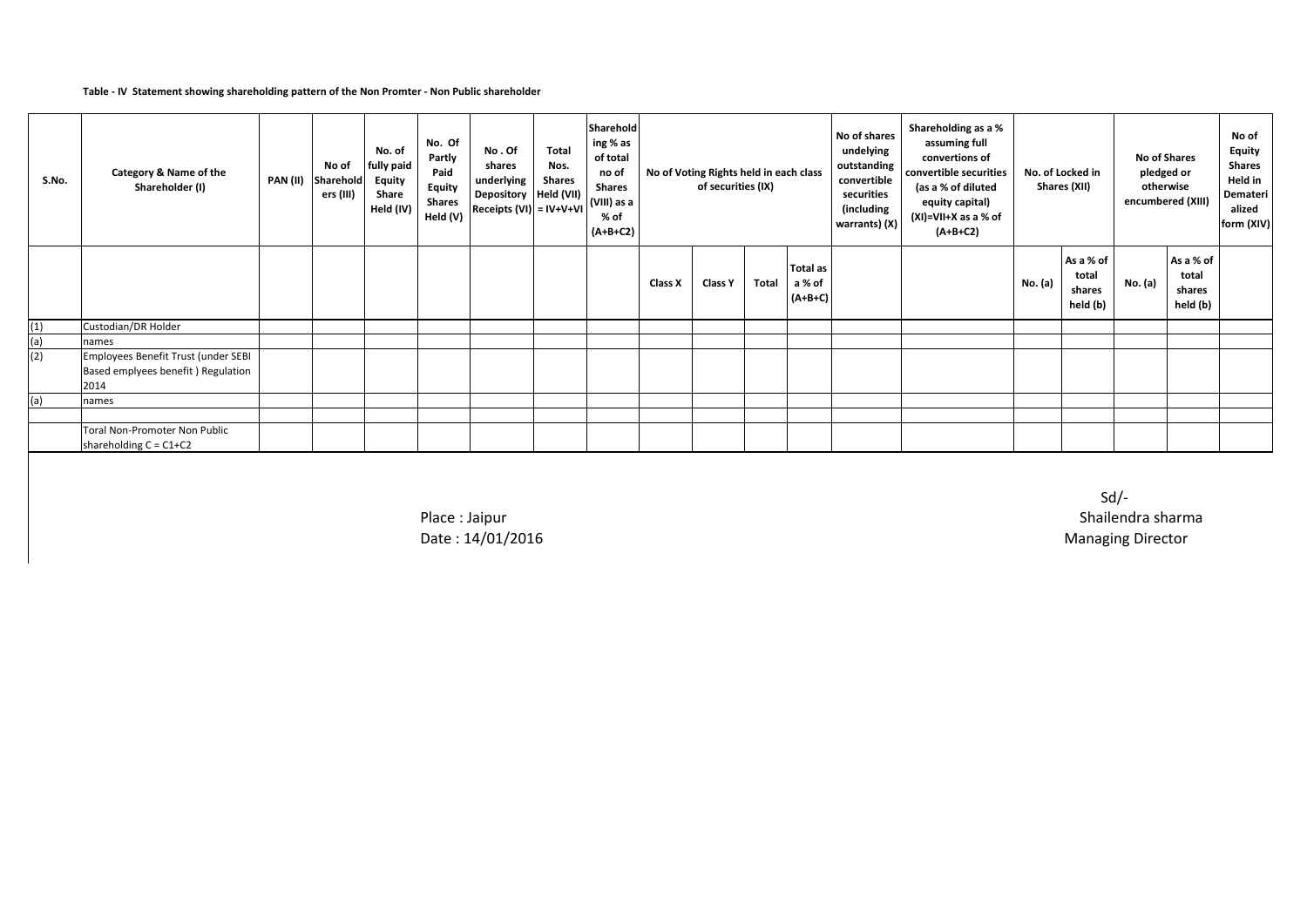**Table - IV Statement showing shareholding pattern of the Non Promter - Non Public shareholder**

| S.No. | Category & Name of the Shareholder (I) | PAN (II) | No of Shareholders (III) | No. of fully paid Equity Share Held (IV) | No. Of Partly Paid Equity Shares Held (V) | No . Of shares underlying Depository Receipts (VI) | Total Nos. Shares Held (VII) = IV+V+VI | Shareholding % as of total no of Shares (VIII) as a % of (A+B+C2) | No of Voting Rights held in each class of securities (IX) | | | | No of shares undelying outstanding convertible securities (including warrants) (X) | Shareholding as a % assuming full convertions of convertible securities (as a % of diluted equity capital) (XI)=VII+X as a % of (A+B+C2) | No. of Locked in Shares (XII) | | No of Shares pledged or otherwise encumbered (XIII) | | No of Equity Shares Held in Dematerialized form (XIV) |
|---|---|---|---|---|---|---|---|---|---|---|---|---|---|---|---|---|---|---|---|
| | | | | | | | | | Class X | Class Y | Total | Total as a % of (A+B+C) | | | No. (a) | As a % of total shares held (b) | No. (a) | As a % of total shares held (b) | |
| (1) | Custodian/DR Holder | | | | | | | | | | | | | | | | | | |
| (a) | names | | | | | | | | | | | | | | | | | | |
| (2) | Employees Benefit Trust (under SEBI Based emplyees benefit ) Regulation 2014 | | | | | | | | | | | | | | | | | | |
| (a) | names | | | | | | | | | | | | | | | | | | |
| | | | | | | | | | | | | | | | | | | | |
| | Toral Non-Promoter Non Public shareholding C = C1+C2 | | | | | | | | | | | | | | | | | | |

Place : Jaipur
Date : 14/01/2016

Sd/-
Shailendra sharma
Managing Director